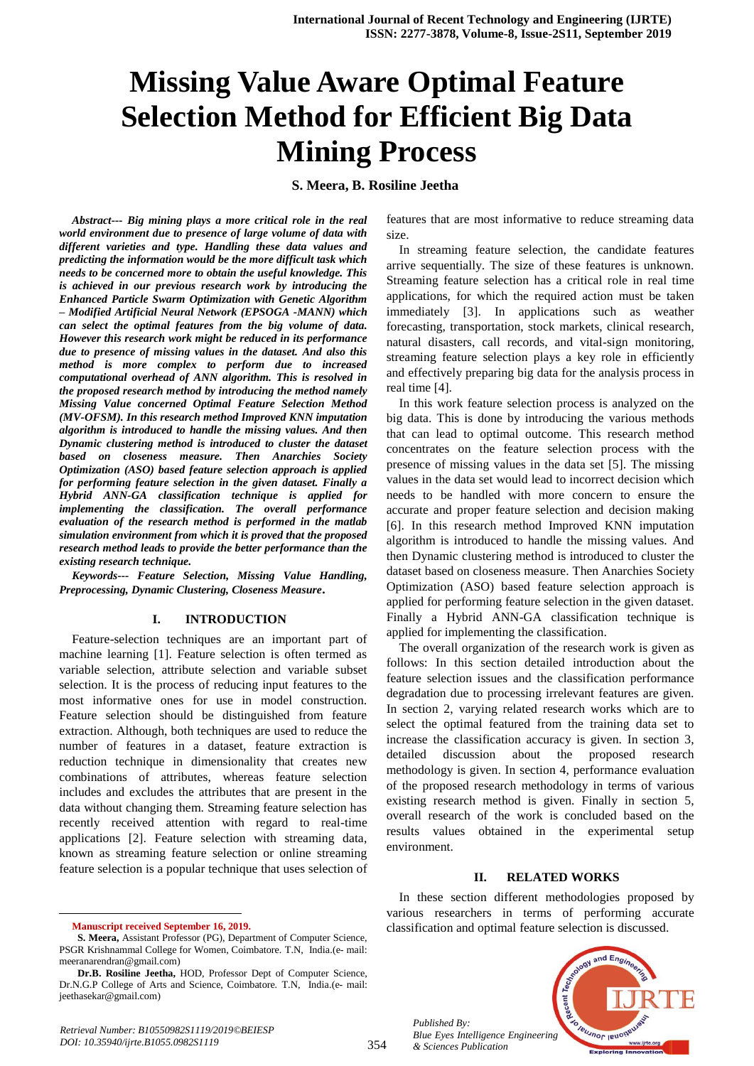# Missing Value Aware Optimal Feature Selection Method for Efficient Big Data Mining Process

**S. Meera, B. Rosiline Jeetha**

***Abstract--- Big mining plays a more critical role in the real world environment due to presence of large volume of data with different varieties and type. Handling these data values and predicting the information would be the more difficult task which needs to be concerned more to obtain the useful knowledge. This is achieved in our previous research work by introducing the Enhanced Particle Swarm Optimization with Genetic Algorithm – Modified Artificial Neural Network (EPSOGA -MANN) which can select the optimal features from the big volume of data. However this research work might be reduced in its performance due to presence of missing values in the dataset. And also this method is more complex to perform due to increased computational overhead of ANN algorithm. This is resolved in the proposed research method by introducing the method namely Missing Value concerned Optimal Feature Selection Method (MV-OFSM). In this research method Improved KNN imputation algorithm is introduced to handle the missing values. And then Dynamic clustering method is introduced to cluster the dataset based on closeness measure. Then Anarchies Society Optimization (ASO) based feature selection approach is applied for performing feature selection in the given dataset. Finally a Hybrid ANN-GA classification technique is applied for implementing the classification. The overall performance evaluation of the research method is performed in the matlab simulation environment from which it is proved that the proposed research method leads to provide the better performance than the existing research technique.***

***Keywords--- Feature Selection, Missing Value Handling, Preprocessing, Dynamic Clustering, Closeness Measure.***

## I. INTRODUCTION

Feature-selection techniques are an important part of machine learning [1]. Feature selection is often termed as variable selection, attribute selection and variable subset selection. It is the process of reducing input features to the most informative ones for use in model construction. Feature selection should be distinguished from feature extraction. Although, both techniques are used to reduce the number of features in a dataset, feature extraction is reduction technique in dimensionality that creates new combinations of attributes, whereas feature selection includes and excludes the attributes that are present in the data without changing them. Streaming feature selection has recently received attention with regard to real-time applications [2]. Feature selection with streaming data, known as streaming feature selection or online streaming feature selection is a popular technique that uses selection of features that are most informative to reduce streaming data size.

In streaming feature selection, the candidate features arrive sequentially. The size of these features is unknown. Streaming feature selection has a critical role in real time applications, for which the required action must be taken immediately [3]. In applications such as weather forecasting, transportation, stock markets, clinical research, natural disasters, call records, and vital-sign monitoring, streaming feature selection plays a key role in efficiently and effectively preparing big data for the analysis process in real time [4].

In this work feature selection process is analyzed on the big data. This is done by introducing the various methods that can lead to optimal outcome. This research method concentrates on the feature selection process with the presence of missing values in the data set [5]. The missing values in the data set would lead to incorrect decision which needs to be handled with more concern to ensure the accurate and proper feature selection and decision making [6]. In this research method Improved KNN imputation algorithm is introduced to handle the missing values. And then Dynamic clustering method is introduced to cluster the dataset based on closeness measure. Then Anarchies Society Optimization (ASO) based feature selection approach is applied for performing feature selection in the given dataset. Finally a Hybrid ANN-GA classification technique is applied for implementing the classification.

The overall organization of the research work is given as follows: In this section detailed introduction about the feature selection issues and the classification performance degradation due to processing irrelevant features are given. In section 2, varying related research works which are to select the optimal featured from the training data set to increase the classification accuracy is given. In section 3, detailed discussion about the proposed research methodology is given. In section 4, performance evaluation of the proposed research methodology in terms of various existing research method is given. Finally in section 5, overall research of the work is concluded based on the results values obtained in the experimental setup environment.

## II. RELATED WORKS

In these section different methodologies proposed by various researchers in terms of performing accurate classification and optimal feature selection is discussed.

---

**Manuscript received September 16, 2019.**

**S. Meera,** Assistant Professor (PG), Department of Computer Science, PSGR Krishnammal College for Women, Coimbatore. T.N, India.(e- mail: meeranarendran@gmail.com)

**Dr.B. Rosiline Jeetha,** HOD, Professor Dept of Computer Science, Dr.N.G.P College of Arts and Science, Coimbatore. T.N, India.(e- mail: jeethasekar@gmail.com)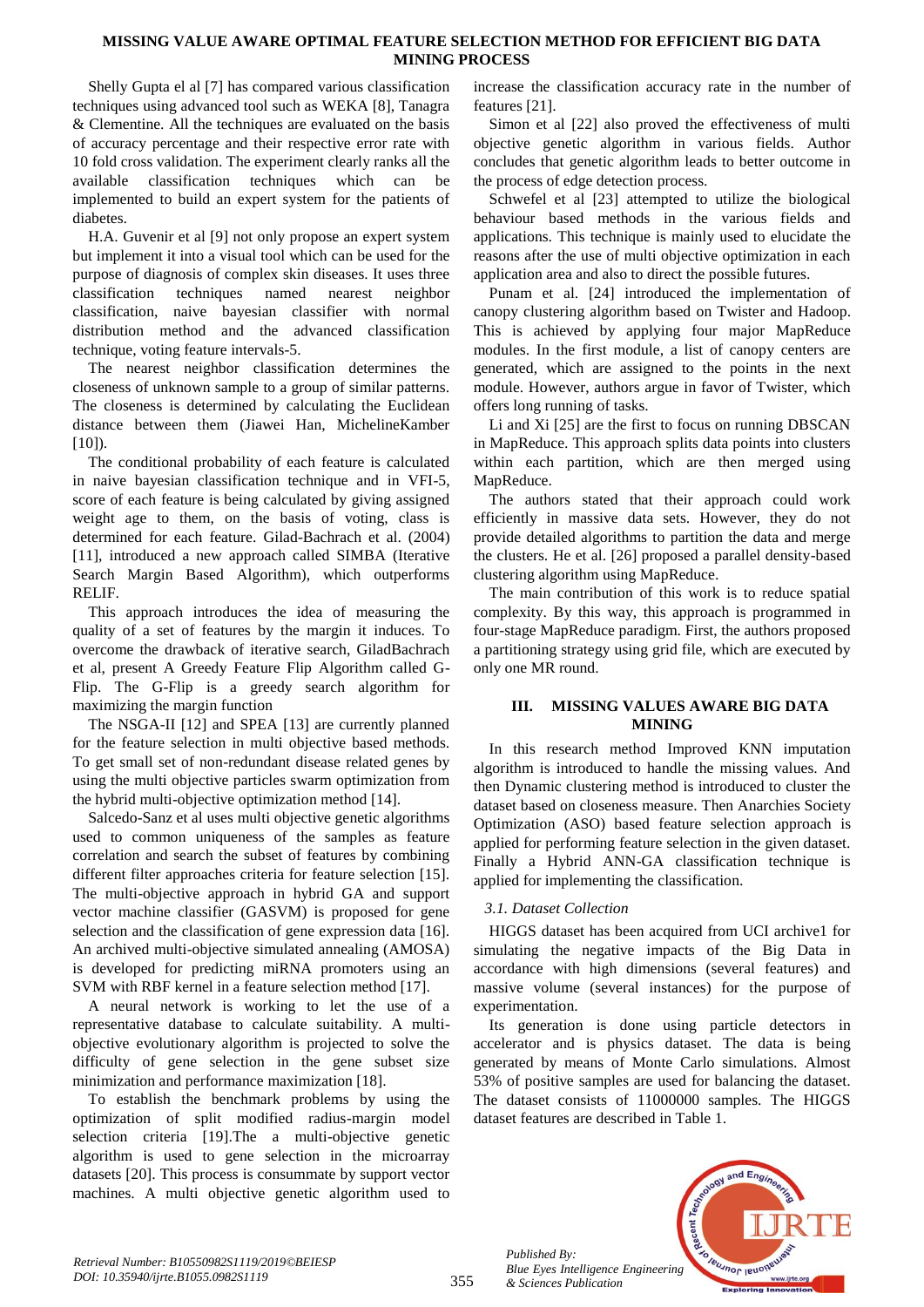Shelly Gupta el al [7] has compared various classification techniques using advanced tool such as WEKA [8], Tanagra & Clementine. All the techniques are evaluated on the basis of accuracy percentage and their respective error rate with 10 fold cross validation. The experiment clearly ranks all the available classification techniques which can be implemented to build an expert system for the patients of diabetes.

H.A. Guvenir et al [9] not only propose an expert system but implement it into a visual tool which can be used for the purpose of diagnosis of complex skin diseases. It uses three classification techniques named nearest neighbor classification, naive bayesian classifier with normal distribution method and the advanced classification technique, voting feature intervals-5.

The nearest neighbor classification determines the closeness of unknown sample to a group of similar patterns. The closeness is determined by calculating the Euclidean distance between them (Jiawei Han, MichelineKamber [10]).

The conditional probability of each feature is calculated in naive bayesian classification technique and in VFI-5, score of each feature is being calculated by giving assigned weight age to them, on the basis of voting, class is determined for each feature. Gilad-Bachrach et al. (2004) [11], introduced a new approach called SIMBA (Iterative Search Margin Based Algorithm), which outperforms RELIF.

This approach introduces the idea of measuring the quality of a set of features by the margin it induces. To overcome the drawback of iterative search, GiladBachrach et al, present A Greedy Feature Flip Algorithm called G-Flip. The G-Flip is a greedy search algorithm for maximizing the margin function

The NSGA-II [12] and SPEA [13] are currently planned for the feature selection in multi objective based methods. To get small set of non-redundant disease related genes by using the multi objective particles swarm optimization from the hybrid multi-objective optimization method [14].

Salcedo-Sanz et al uses multi objective genetic algorithms used to common uniqueness of the samples as feature correlation and search the subset of features by combining different filter approaches criteria for feature selection [15]. The multi-objective approach in hybrid GA and support vector machine classifier (GASVM) is proposed for gene selection and the classification of gene expression data [16]. An archived multi-objective simulated annealing (AMOSA) is developed for predicting miRNA promoters using an SVM with RBF kernel in a feature selection method [17].

A neural network is working to let the use of a representative database to calculate suitability. A multi-objective evolutionary algorithm is projected to solve the difficulty of gene selection in the gene subset size minimization and performance maximization [18].

To establish the benchmark problems by using the optimization of split modified radius-margin model selection criteria [19].The a multi-objective genetic algorithm is used to gene selection in the microarray datasets [20]. This process is consummate by support vector machines. A multi objective genetic algorithm used to increase the classification accuracy rate in the number of features [21].

Simon et al [22] also proved the effectiveness of multi objective genetic algorithm in various fields. Author concludes that genetic algorithm leads to better outcome in the process of edge detection process.

Schwefel et al [23] attempted to utilize the biological behaviour based methods in the various fields and applications. This technique is mainly used to elucidate the reasons after the use of multi objective optimization in each application area and also to direct the possible futures.

Punam et al. [24] introduced the implementation of canopy clustering algorithm based on Twister and Hadoop. This is achieved by applying four major MapReduce modules. In the first module, a list of canopy centers are generated, which are assigned to the points in the next module. However, authors argue in favor of Twister, which offers long running of tasks.

Li and Xi [25] are the first to focus on running DBSCAN in MapReduce. This approach splits data points into clusters within each partition, which are then merged using MapReduce.

The authors stated that their approach could work efficiently in massive data sets. However, they do not provide detailed algorithms to partition the data and merge the clusters. He et al. [26] proposed a parallel density-based clustering algorithm using MapReduce.

The main contribution of this work is to reduce spatial complexity. By this way, this approach is programmed in four-stage MapReduce paradigm. First, the authors proposed a partitioning strategy using grid file, which are executed by only one MR round.

## III. MISSING VALUES AWARE BIG DATA MINING

In this research method Improved KNN imputation algorithm is introduced to handle the missing values. And then Dynamic clustering method is introduced to cluster the dataset based on closeness measure. Then Anarchies Society Optimization (ASO) based feature selection approach is applied for performing feature selection in the given dataset. Finally a Hybrid ANN-GA classification technique is applied for implementing the classification.

### *3.1. Dataset Collection*

HIGGS dataset has been acquired from UCI archive1 for simulating the negative impacts of the Big Data in accordance with high dimensions (several features) and massive volume (several instances) for the purpose of experimentation.

Its generation is done using particle detectors in accelerator and is physics dataset. The data is being generated by means of Monte Carlo simulations. Almost 53% of positive samples are used for balancing the dataset. The dataset consists of 11000000 samples. The HIGGS dataset features are described in Table 1.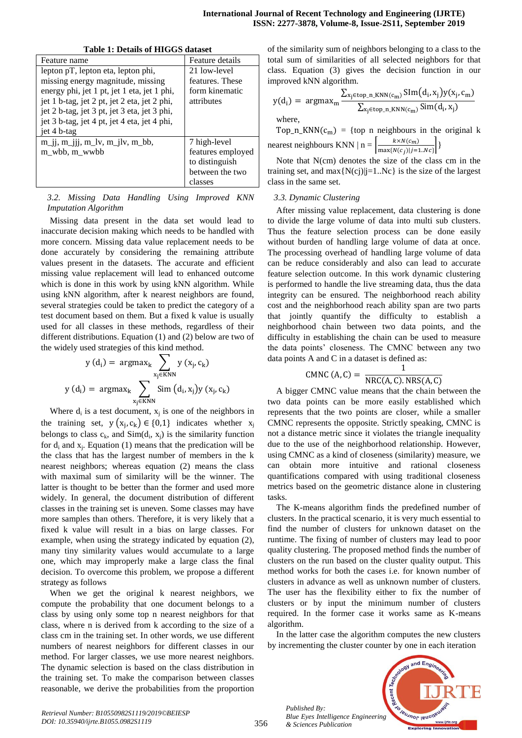**Table 1: Details of HIGGS dataset**

| Feature name | Feature details |
|---|---|
| lepton pT, lepton eta, lepton phi, missing energy magnitude, missing energy phi, jet 1 pt, jet 1 eta, jet 1 phi, jet 1 b-tag, jet 2 pt, jet 2 eta, jet 2 phi, jet 2 b-tag, jet 3 pt, jet 3 eta, jet 3 phi, jet 3 b-tag, jet 4 pt, jet 4 eta, jet 4 phi, jet 4 b-tag | 21 low-level features. These form kinematic attributes |
| m_jj, m_jjj, m_lv, m_jlv, m_bb, m_wbb, m_wwbb | 7 high-level features employed to distinguish between the two classes |

### *3.2. Missing Data Handling Using Improved KNN Imputation Algorithm*

Missing data present in the data set would lead to inaccurate decision making which needs to be handled with more concern. Missing data value replacement needs to be done accurately by considering the remaining attribute values present in the datasets. The accurate and efficient missing value replacement will lead to enhanced outcome which is done in this work by using kNN algorithm. While using kNN algorithm, after k nearest neighbors are found, several strategies could be taken to predict the category of a test document based on them. But a fixed k value is usually used for all classes in these methods, regardless of their different distributions. Equation (1) and (2) below are two of the widely used strategies of this kind method.

$$y\,(d_i) = \operatorname{argmax}_k \sum_{x_j \in KNN} y\,(x_j, c_k)$$

$$y\,(d_i) = \operatorname{argmax}_k \sum_{x_j \in KNN} \mathrm{Sim}\,(d_i, x_j) y\,(x_j, c_k)$$

Where $d_i$ is a test document, $x_j$ is one of the neighbors in the training set, $y\,(x_j, c_k) \in \{0,1\}$ indicates whether $x_j$ belongs to class $c_k$, and $\mathrm{Sim}(d_i, x_j)$ is the similarity function for $d_i$ and $x_j$. Equation (1) means that the prediction will be the class that has the largest number of members in the k nearest neighbors; whereas equation (2) means the class with maximal sum of similarity will be the winner. The latter is thought to be better than the former and used more widely. In general, the document distribution of different classes in the training set is uneven. Some classes may have more samples than others. Therefore, it is very likely that a fixed k value will result in a bias on large classes. For example, when using the strategy indicated by equation (2), many tiny similarity values would accumulate to a large one, which may improperly make a large class the final decision. To overcome this problem, we propose a different strategy as follows

When we get the original k nearest neighbors, we compute the probability that one document belongs to a class by using only some top n nearest neighbors for that class, where n is derived from k according to the size of a class cm in the training set. In other words, we use different numbers of nearest neighbors for different classes in our method. For larger classes, we use more nearest neighbors. The dynamic selection is based on the class distribution in the training set. To make the comparison between classes reasonable, we derive the probabilities from the proportion of the similarity sum of neighbors belonging to a class to the total sum of similarities of all selected neighbors for that class. Equation (3) gives the decision function in our improved kNN algorithm.

$$y(d_i) = \operatorname{argmax}_m \frac{\sum_{x_j \in top\_n\_KNN(c_m)} \mathrm{SIm}(d_i, x_j) y(x_j, c_m)}{\sum_{x_j \in top\_n\_KNN(c_m)} \mathrm{Sim}(d_i, x_j)}$$

where,

$\mathrm{Top\_n\_KNN}(c_m)$ = {top n neighbours in the original k nearest neighbours KNN | n = $\left\lceil \frac{k \times N(c_m)}{\max\{N(c_j)|j=1..N_c\}} \right\rceil$}

Note that N(cm) denotes the size of the class cm in the training set, and max{N(cj)|j=1..Nc} is the size of the largest class in the same set.

### *3.3. Dynamic Clustering*

After missing value replacement, data clustering is done to divide the large volume of data into multi sub clusters. Thus the feature selection process can be done easily without burden of handling large volume of data at once. The processing overhead of handling large volume of data can be reduce considerably and also can lead to accurate outcome feature selection outcome. In this work dynamic clustering is performed to handle the live streaming data, thus the data integrity can be ensured. The neighborhood reach ability cost and the neighborhood reach ability span are two parts that jointly quantify the difficulty to establish a neighborhood chain between two data points, and the difficulty in establishing the chain can be used to measure the data points' closeness. The CMNC between any two data points A and C in a dataset is defined as:

$$\mathrm{CMNC}\,(A, C) = \frac{1}{\mathrm{NRC}(A, C).\,\mathrm{NRS}(A, C)}$$

A bigger CMNC value means that the chain between the two data points can be more easily established which represents that the two points are closer, while a smaller CMNC represents the opposite. Strictly speaking, CMNC is not a distance metric since it violates the triangle inequality due to the use of the neighborhood relationship. However, using CMNC as a kind of closeness (similarity) measure, we can obtain more intuitive and rational closeness quantifications compared with using traditional closeness metrics based on the geometric distance alone in clustering tasks.

The K-means algorithm finds the predefined number of clusters. In the practical scenario, it is very much essential to find the number of clusters for unknown dataset on the runtime. The fixing of number of clusters may lead to poor quality clustering. The proposed method finds the number of clusters on the run based on the cluster quality output. This method works for both the cases i.e. for known number of clusters in advance as well as unknown number of clusters. The user has the flexibility either to fix the number of clusters or by input the minimum number of clusters required. In the former case it works same as K-means algorithm.

In the latter case the algorithm computes the new clusters by incrementing the cluster counter by one in each iteration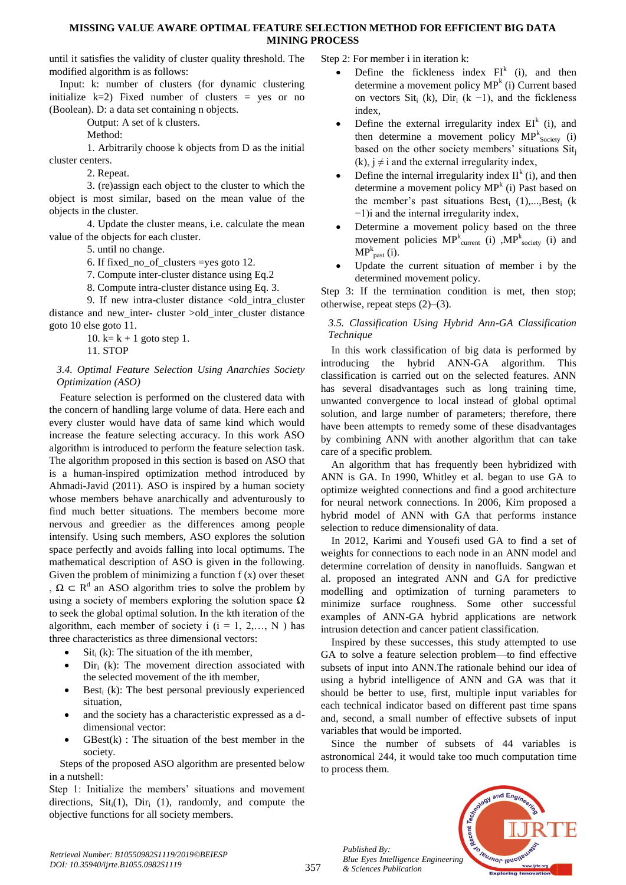until it satisfies the validity of cluster quality threshold. The modified algorithm is as follows:

Input: k: number of clusters (for dynamic clustering initialize k=2) Fixed number of clusters = yes or no (Boolean). D: a data set containing n objects.

Output: A set of k clusters.

Method:

1. Arbitrarily choose k objects from D as the initial cluster centers.
2. Repeat.
3. (re)assign each object to the cluster to which the object is most similar, based on the mean value of the objects in the cluster.
4. Update the cluster means, i.e. calculate the mean value of the objects for each cluster.
5. until no change.
6. If fixed_no_of_clusters =yes goto 12.
7. Compute inter-cluster distance using Eq.2
8. Compute intra-cluster distance using Eq. 3.
9. If new intra-cluster distance <old_intra_cluster distance and new_inter- cluster >old_inter_cluster distance goto 10 else goto 11.
10. k= k + 1 goto step 1.
11. STOP

### *3.4. Optimal Feature Selection Using Anarchies Society Optimization (ASO)*

Feature selection is performed on the clustered data with the concern of handling large volume of data. Here each and every cluster would have data of same kind which would increase the feature selecting accuracy. In this work ASO algorithm is introduced to perform the feature selection task. The algorithm proposed in this section is based on ASO that is a human-inspired optimization method introduced by Ahmadi-Javid (2011). ASO is inspired by a human society whose members behave anarchically and adventurously to find much better situations. The members become more nervous and greedier as the differences among people intensify. Using such members, ASO explores the solution space perfectly and avoids falling into local optimums. The mathematical description of ASO is given in the following. Given the problem of minimizing a function f (x) over theset , $\Omega \subset R^d$ an ASO algorithm tries to solve the problem by using a society of members exploring the solution space $\Omega$ to seek the global optimal solution. In the kth iteration of the algorithm, each member of society i (i = 1, 2,…, N ) has three characteristics as three dimensional vectors:

- $Sit_i$ (k): The situation of the ith member,
- $Dir_i$ (k): The movement direction associated with the selected movement of the ith member,
- $Best_i$ (k): The best personal previously experienced situation,
- and the society has a characteristic expressed as a d-dimensional vector:
- GBest(k) : The situation of the best member in the society.

Steps of the proposed ASO algorithm are presented below in a nutshell:

Step 1: Initialize the members' situations and movement directions, $Sit_i(1)$, $Dir_i$ (1), randomly, and compute the objective functions for all society members.

Step 2: For member i in iteration k:

- Define the fickleness index $FI^k$ (i), and then determine a movement policy $MP^k$ (i) Current based on vectors $Sit_i$ (k), $Dir_i$ (k −1), and the fickleness index,
- Define the external irregularity index $EI^k$ (i), and then determine a movement policy $MP^k_{Society}$ (i) based on the other society members' situations $Sit_j$ (k), $j \neq i$ and the external irregularity index,
- Define the internal irregularity index $II^k$ (i), and then determine a movement policy $MP^k$ (i) Past based on the member's past situations $Best_i$ (1),...,$Best_i$ (k −1)i and the internal irregularity index,
- Determine a movement policy based on the three movement policies $MP^k_{current}$ (i) ,$MP^k_{society}$ (i) and $MP^k_{past}$ (i).
- Update the current situation of member i by the determined movement policy.

Step 3: If the termination condition is met, then stop; otherwise, repeat steps (2)–(3).

### *3.5. Classification Using Hybrid Ann-GA Classification Technique*

In this work classification of big data is performed by introducing the hybrid ANN-GA algorithm. This classification is carried out on the selected features. ANN has several disadvantages such as long training time, unwanted convergence to local instead of global optimal solution, and large number of parameters; therefore, there have been attempts to remedy some of these disadvantages by combining ANN with another algorithm that can take care of a specific problem.

An algorithm that has frequently been hybridized with ANN is GA. In 1990, Whitley et al. began to use GA to optimize weighted connections and find a good architecture for neural network connections. In 2006, Kim proposed a hybrid model of ANN with GA that performs instance selection to reduce dimensionality of data.

In 2012, Karimi and Yousefi used GA to find a set of weights for connections to each node in an ANN model and determine correlation of density in nanofluids. Sangwan et al. proposed an integrated ANN and GA for predictive modelling and optimization of turning parameters to minimize surface roughness. Some other successful examples of ANN-GA hybrid applications are network intrusion detection and cancer patient classification.

Inspired by these successes, this study attempted to use GA to solve a feature selection problem—to find effective subsets of input into ANN.The rationale behind our idea of using a hybrid intelligence of ANN and GA was that it should be better to use, first, multiple input variables for each technical indicator based on different past time spans and, second, a small number of effective subsets of input variables that would be imported.

Since the number of subsets of 44 variables is astronomical 244, it would take too much computation time to process them.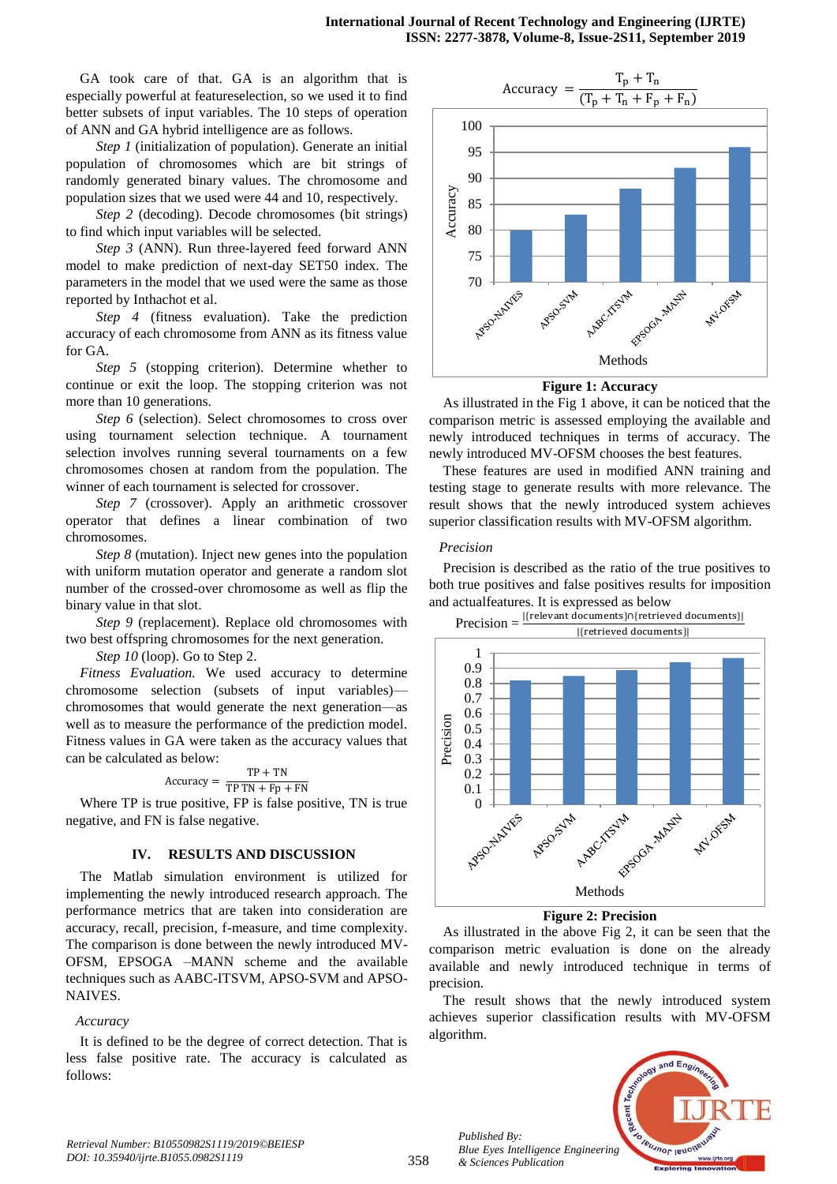GA took care of that. GA is an algorithm that is especially powerful at featureselection, so we used it to find better subsets of input variables. The 10 steps of operation of ANN and GA hybrid intelligence are as follows.

*Step 1* (initialization of population). Generate an initial population of chromosomes which are bit strings of randomly generated binary values. The chromosome and population sizes that we used were 44 and 10, respectively.

*Step 2* (decoding). Decode chromosomes (bit strings) to find which input variables will be selected.

*Step 3* (ANN). Run three-layered feed forward ANN model to make prediction of next-day SET50 index. The parameters in the model that we used were the same as those reported by Inthachot et al.

*Step 4* (fitness evaluation). Take the prediction accuracy of each chromosome from ANN as its fitness value for GA.

*Step 5* (stopping criterion). Determine whether to continue or exit the loop. The stopping criterion was not more than 10 generations.

*Step 6* (selection). Select chromosomes to cross over using tournament selection technique. A tournament selection involves running several tournaments on a few chromosomes chosen at random from the population. The winner of each tournament is selected for crossover.

*Step 7* (crossover). Apply an arithmetic crossover operator that defines a linear combination of two chromosomes.

*Step 8* (mutation). Inject new genes into the population with uniform mutation operator and generate a random slot number of the crossed-over chromosome as well as flip the binary value in that slot.

*Step 9* (replacement). Replace old chromosomes with two best offspring chromosomes for the next generation.

*Step 10* (loop). Go to Step 2.

*Fitness Evaluation.* We used accuracy to determine chromosome selection (subsets of input variables)—chromosomes that would generate the next generation—as well as to measure the performance of the prediction model. Fitness values in GA were taken as the accuracy values that can be calculated as below:

$$\text{Accuracy} = \frac{TP + TN}{TP\ TN + Fp + FN}$$

Where TP is true positive, FP is false positive, TN is true negative, and FN is false negative.

## IV. RESULTS AND DISCUSSION

The Matlab simulation environment is utilized for implementing the newly introduced research approach. The performance metrics that are taken into consideration are accuracy, recall, precision, f-measure, and time complexity. The comparison is done between the newly introduced MV-OFSM, EPSOGA –MANN scheme and the available techniques such as AABC-ITSVM, APSO-SVM and APSO-NAIVES.

### *Accuracy*

It is defined to be the degree of correct detection. That is less false positive rate. The accuracy is calculated as follows:

$$\text{Accuracy} = \frac{T_p + T_n}{(T_p + T_n + F_p + F_n)}$$

**Figure 1: Accuracy**

As illustrated in the Fig 1 above, it can be noticed that the comparison metric is assessed employing the available and newly introduced techniques in terms of accuracy. The newly introduced MV-OFSM chooses the best features.

These features are used in modified ANN training and testing stage to generate results with more relevance. The result shows that the newly introduced system achieves superior classification results with MV-OFSM algorithm.

### *Precision*

Precision is described as the ratio of the true positives to both true positives and false positives results for imposition and actualfeatures. It is expressed as below

$$\text{Precision} = \frac{|\{\text{relevant documents}\} \cap \{\text{retrieved documents}\}|}{|\{\text{retrieved documents}\}|}$$

**Figure 2: Precision**

As illustrated in the above Fig 2, it can be seen that the comparison metric evaluation is done on the already available and newly introduced technique in terms of precision.

The result shows that the newly introduced system achieves superior classification results with MV-OFSM algorithm.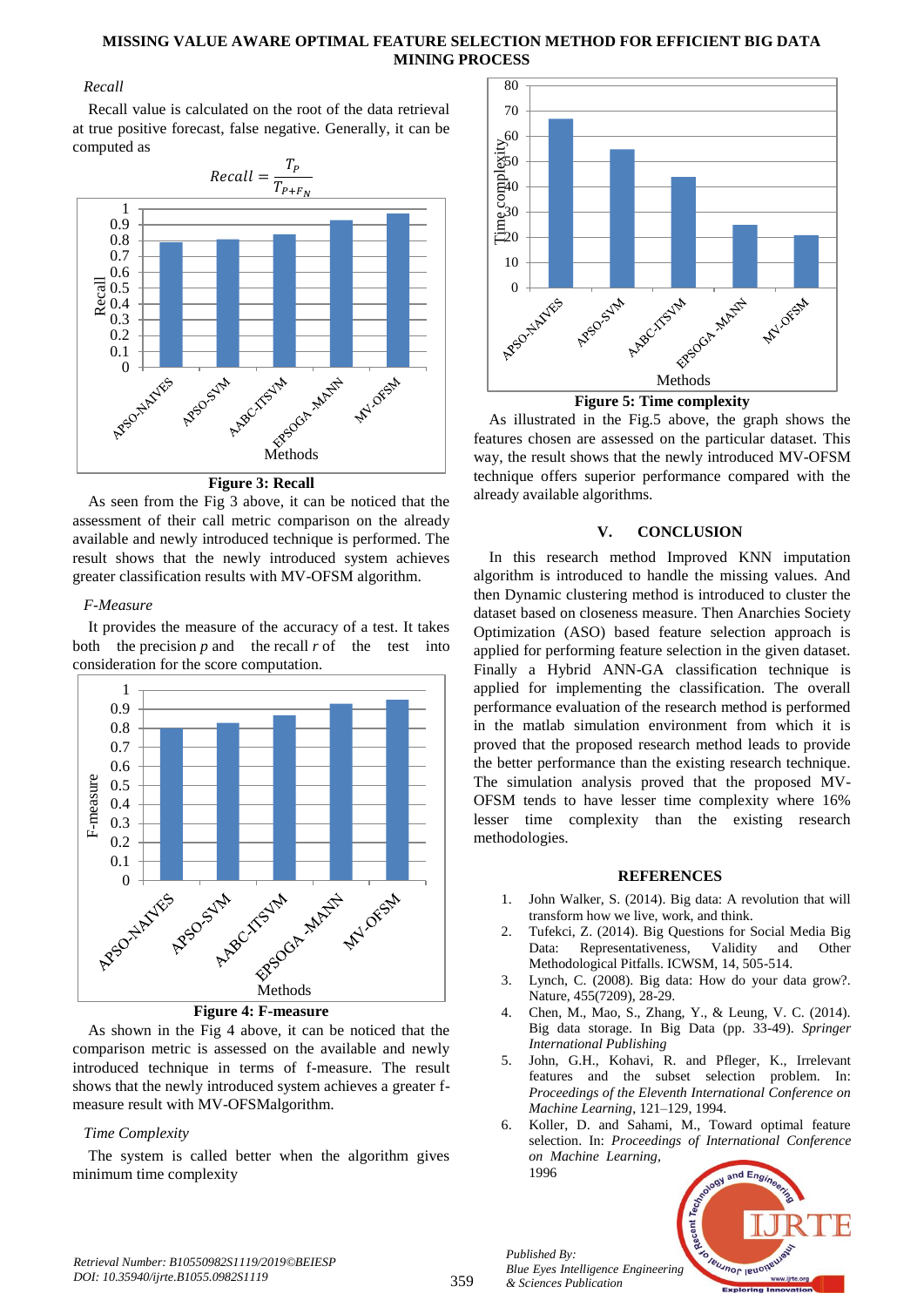*Recall*

Recall value is calculated on the root of the data retrieval at true positive forecast, false negative. Generally, it can be computed as

$$Recall = \frac{T_P}{T_{P+F_N}}$$

**Figure 3: Recall**

As seen from the Fig 3 above, it can be noticed that the assessment of their call metric comparison on the already available and newly introduced technique is performed. The result shows that the newly introduced system achieves greater classification results with MV-OFSM algorithm.

*F-Measure*

It provides the measure of the accuracy of a test. It takes both the precision $p$ and the recall $r$ of the test into consideration for the score computation.

**Figure 4: F-measure**

As shown in the Fig 4 above, it can be noticed that the comparison metric is assessed on the available and newly introduced technique in terms of f-measure. The result shows that the newly introduced system achieves a greater f-measure result with MV-OFSMalgorithm.

*Time Complexity*

The system is called better when the algorithm gives minimum time complexity

**Figure 5: Time complexity**

As illustrated in the Fig.5 above, the graph shows the features chosen are assessed on the particular dataset. This way, the result shows that the newly introduced MV-OFSM technique offers superior performance compared with the already available algorithms.

## V. CONCLUSION

In this research method Improved KNN imputation algorithm is introduced to handle the missing values. And then Dynamic clustering method is introduced to cluster the dataset based on closeness measure. Then Anarchies Society Optimization (ASO) based feature selection approach is applied for performing feature selection in the given dataset. Finally a Hybrid ANN-GA classification technique is applied for implementing the classification. The overall performance evaluation of the research method is performed in the matlab simulation environment from which it is proved that the proposed research method leads to provide the better performance than the existing research technique. The simulation analysis proved that the proposed MV-OFSM tends to have lesser time complexity where 16% lesser time complexity than the existing research methodologies.

## REFERENCES

1. John Walker, S. (2014). Big data: A revolution that will transform how we live, work, and think.
2. Tufekci, Z. (2014). Big Questions for Social Media Big Data: Representativeness, Validity and Other Methodological Pitfalls. ICWSM, 14, 505-514.
3. Lynch, C. (2008). Big data: How do your data grow?. Nature, 455(7209), 28-29.
4. Chen, M., Mao, S., Zhang, Y., & Leung, V. C. (2014). Big data storage. In Big Data (pp. 33-49). *Springer International Publishing*
5. John, G.H., Kohavi, R. and Pfleger, K., Irrelevant features and the subset selection problem. In: *Proceedings of the Eleventh International Conference on Machine Learning*, 121–129, 1994.
6. Koller, D. and Sahami, M., Toward optimal feature selection. In: *Proceedings of International Conference on Machine Learning*, 1996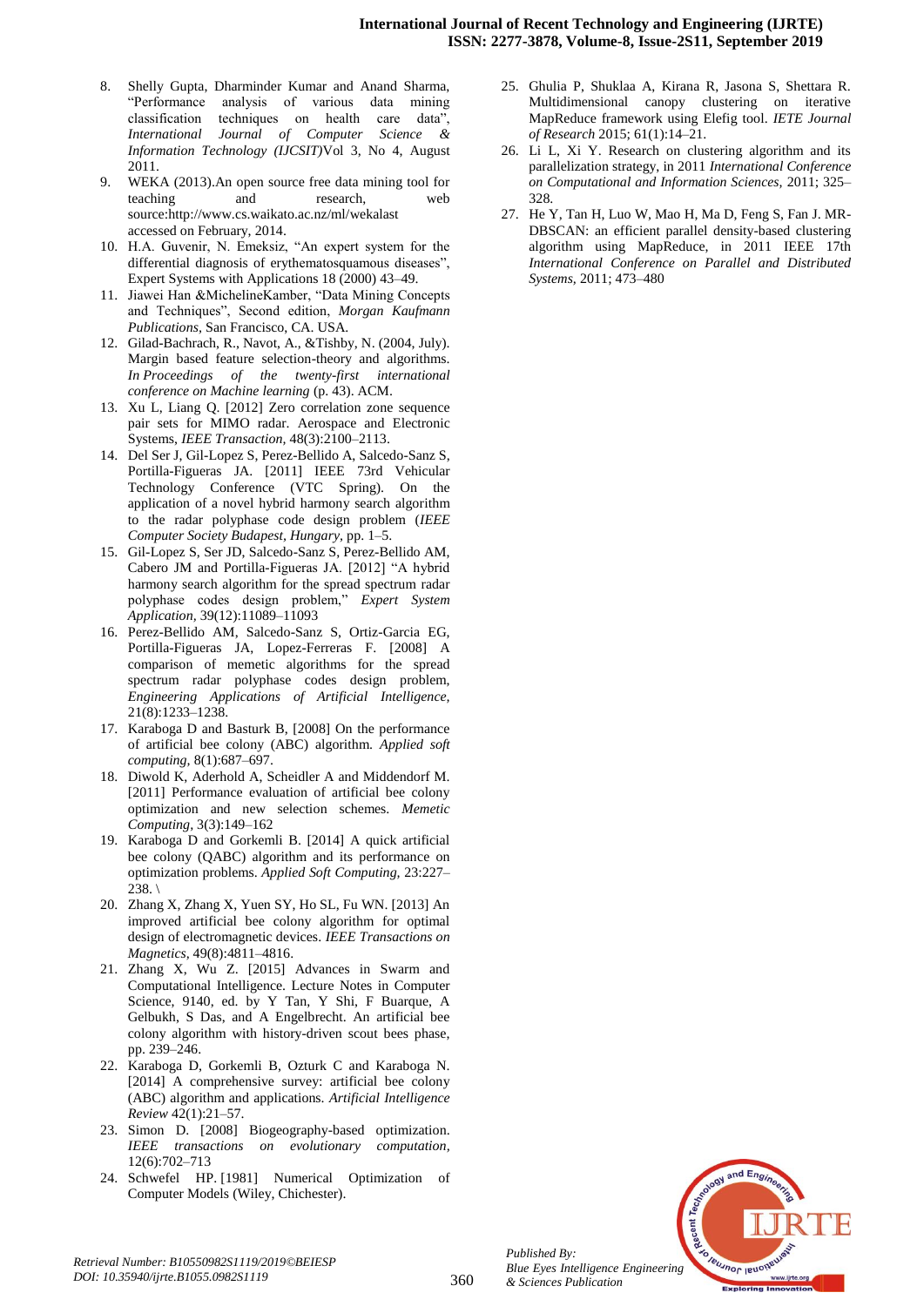8. Shelly Gupta, Dharminder Kumar and Anand Sharma, "Performance analysis of various data mining classification techniques on health care data", *International Journal of Computer Science & Information Technology (IJCSIT)*Vol 3, No 4, August 2011.
9. WEKA (2013).An open source free data mining tool for teaching and research, web source:http://www.cs.waikato.ac.nz/ml/wekalast accessed on February, 2014.
10. H.A. Guvenir, N. Emeksiz, "An expert system for the differential diagnosis of erythematosquamous diseases", Expert Systems with Applications 18 (2000) 43–49.
11. Jiawei Han &MichelineKamber, "Data Mining Concepts and Techniques", Second edition, *Morgan Kaufmann Publications*, San Francisco, CA. USA.
12. Gilad-Bachrach, R., Navot, A., &Tishby, N. (2004, July). Margin based feature selection-theory and algorithms. *In Proceedings of the twenty-first international conference on Machine learning* (p. 43). ACM.
13. Xu L, Liang Q. [2012] Zero correlation zone sequence pair sets for MIMO radar. Aerospace and Electronic Systems, *IEEE Transaction,* 48(3):2100–2113.
14. Del Ser J, Gil-Lopez S, Perez-Bellido A, Salcedo-Sanz S, Portilla-Figueras JA. [2011] IEEE 73rd Vehicular Technology Conference (VTC Spring). On the application of a novel hybrid harmony search algorithm to the radar polyphase code design problem (*IEEE Computer Society Budapest, Hungary,* pp. 1–5.
15. Gil-Lopez S, Ser JD, Salcedo-Sanz S, Perez-Bellido AM, Cabero JM and Portilla-Figueras JA. [2012] "A hybrid harmony search algorithm for the spread spectrum radar polyphase codes design problem," *Expert System Application,* 39(12):11089–11093
16. Perez-Bellido AM, Salcedo-Sanz S, Ortiz-Garcia EG, Portilla-Figueras JA, Lopez-Ferreras F. [2008] A comparison of memetic algorithms for the spread spectrum radar polyphase codes design problem, *Engineering Applications of Artificial Intelligence,* 21(8):1233–1238.
17. Karaboga D and Basturk B, [2008] On the performance of artificial bee colony (ABC) algorithm. *Applied soft computing,* 8(1):687–697.
18. Diwold K, Aderhold A, Scheidler A and Middendorf M. [2011] Performance evaluation of artificial bee colony optimization and new selection schemes. *Memetic Computing,* 3(3):149–162
19. Karaboga D and Gorkemli B. [2014] A quick artificial bee colony (QABC) algorithm and its performance on optimization problems. *Applied Soft Computing,* 23:227–238. \
20. Zhang X, Zhang X, Yuen SY, Ho SL, Fu WN. [2013] An improved artificial bee colony algorithm for optimal design of electromagnetic devices. *IEEE Transactions on Magnetics,* 49(8):4811–4816.
21. Zhang X, Wu Z. [2015] Advances in Swarm and Computational Intelligence. Lecture Notes in Computer Science, 9140, ed. by Y Tan, Y Shi, F Buarque, A Gelbukh, S Das, and A Engelbrecht. An artificial bee colony algorithm with history-driven scout bees phase, pp. 239–246.
22. Karaboga D, Gorkemli B, Ozturk C and Karaboga N. [2014] A comprehensive survey: artificial bee colony (ABC) algorithm and applications. *Artificial Intelligence Review* 42(1):21–57.
23. Simon D. [2008] Biogeography-based optimization. *IEEE transactions on evolutionary computation,* 12(6):702–713
24. Schwefel HP. [1981] Numerical Optimization of Computer Models (Wiley, Chichester).
25. Ghulia P, Shuklaa A, Kirana R, Jasona S, Shettara R. Multidimensional canopy clustering on iterative MapReduce framework using Elefig tool. *IETE Journal of Research* 2015; 61(1):14–21.
26. Li L, Xi Y. Research on clustering algorithm and its parallelization strategy, in 2011 *International Conference on Computational and Information Sciences,* 2011; 325–328.
27. He Y, Tan H, Luo W, Mao H, Ma D, Feng S, Fan J. MR-DBSCAN: an efficient parallel density-based clustering algorithm using MapReduce, in 2011 IEEE 17th *International Conference on Parallel and Distributed Systems,* 2011; 473–480